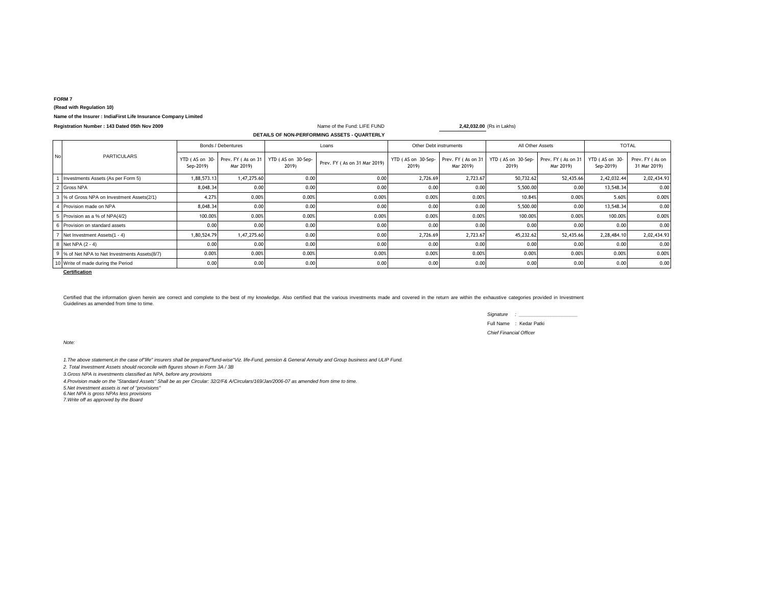**FORM 7**

**(Read with Regulation 10)**

**Name of the Insurer : IndiaFirst Life Insurance Company Limited**

**Registration Number : 143 Dated 05th Nov 2009**

Name of the Fund: LIFE FUND **2,42,032.00** (Rs in Lakhs)

**DETAILS OF NON-PERFORMING ASSETS - QUARTERLY**

| No | PARTICULARS | Bonds / Debentures | | Loans | | Other Debt instruments | | All Other Assets | | TOTAL | |
|---|---|---|---|---|---|---|---|---|---|---|---|
| | | YTD ( AS on 30-Sep-2019) | Prev. FY ( As on 31 Mar 2019) | YTD ( AS on 30-Sep-2019) | Prev. FY ( As on 31 Mar 2019) | YTD ( AS on 30-Sep-2019) | Prev. FY ( As on 31 Mar 2019) | YTD ( AS on 30-Sep-2019) | Prev. FY ( As on 31 Mar 2019) | YTD ( AS on 30-Sep-2019) | Prev. FY ( As on 31 Mar 2019) |
| 1 | Investments Assets (As per Form 5) | 1,88,573.13 | 1,47,275.60 | 0.00 | 0.00 | 2,726.69 | 2,723.67 | 50,732.62 | 52,435.66 | 2,42,032.44 | 2,02,434.93 |
| 2 | Gross NPA | 8,048.34 | 0.00 | 0.00 | 0.00 | 0.00 | 0.00 | 5,500.00 | 0.00 | 13,548.34 | 0.00 |
| 3 | % of Gross NPA on Investment Assets(2/1) | 4.27% | 0.00% | 0.00% | 0.00% | 0.00% | 0.00% | 10.84% | 0.00% | 5.60% | 0.00% |
| 4 | Provision made on NPA | 8,048.34 | 0.00 | 0.00 | 0.00 | 0.00 | 0.00 | 5,500.00 | 0.00 | 13,548.34 | 0.00 |
| 5 | Provision as a % of NPA(4/2) | 100.00% | 0.00% | 0.00% | 0.00% | 0.00% | 0.00% | 100.00% | 0.00% | 100.00% | 0.00% |
| 6 | Provision on standard assets | 0.00 | 0.00 | 0.00 | 0.00 | 0.00 | 0.00 | 0.00 | 0.00 | 0.00 | 0.00 |
| 7 | Net Investment Assets(1 - 4) | 1,80,524.79 | 1,47,275.60 | 0.00 | 0.00 | 2,726.69 | 2,723.67 | 45,232.62 | 52,435.66 | 2,28,484.10 | 2,02,434.93 |
| 8 | Net NPA (2 - 4) | 0.00 | 0.00 | 0.00 | 0.00 | 0.00 | 0.00 | 0.00 | 0.00 | 0.00 | 0.00 |
| 9 | % of Net NPA to Net Investments Assets(8/7) | 0.00% | 0.00% | 0.00% | 0.00% | 0.00% | 0.00% | 0.00% | 0.00% | 0.00% | 0.00% |
| 10 | Write of made during the Period | 0.00 | 0.00 | 0.00 | 0.00 | 0.00 | 0.00 | 0.00 | 0.00 | 0.00 | 0.00 |

**Certification**

Certified that the information given herein are correct and complete to the best of my knowledge. Also certified that the various investments made and covered in the return are within the exhaustive categories provided in Investment Guidelines as amended from time to time.

*Signature :* ____________________

Full Name : Kedar Patki

*Chief Financial Officer*

*Note:*

*1.The above statement,in the case of"life" insurers shall be prepared"fund-wise"Viz. life-Fund, pension & General Annuity and Group business and ULIP Fund.*

*2. Total Investment Assets should reconcile with figures shown in Form 3A / 3B*

*3.Gross NPA is investments classified as NPA, before any provisions*

*4.Provision made on the "Standard Assets" Shall be as per Circular: 32/2/F& A/Circulars/169/Jan/2006-07 as amended from time to time.*

*5.Net Investment assets is net of ''provisions''*

*6.Net NPA is gross NPAs less provisions*

*7.Write off as approved by the Board*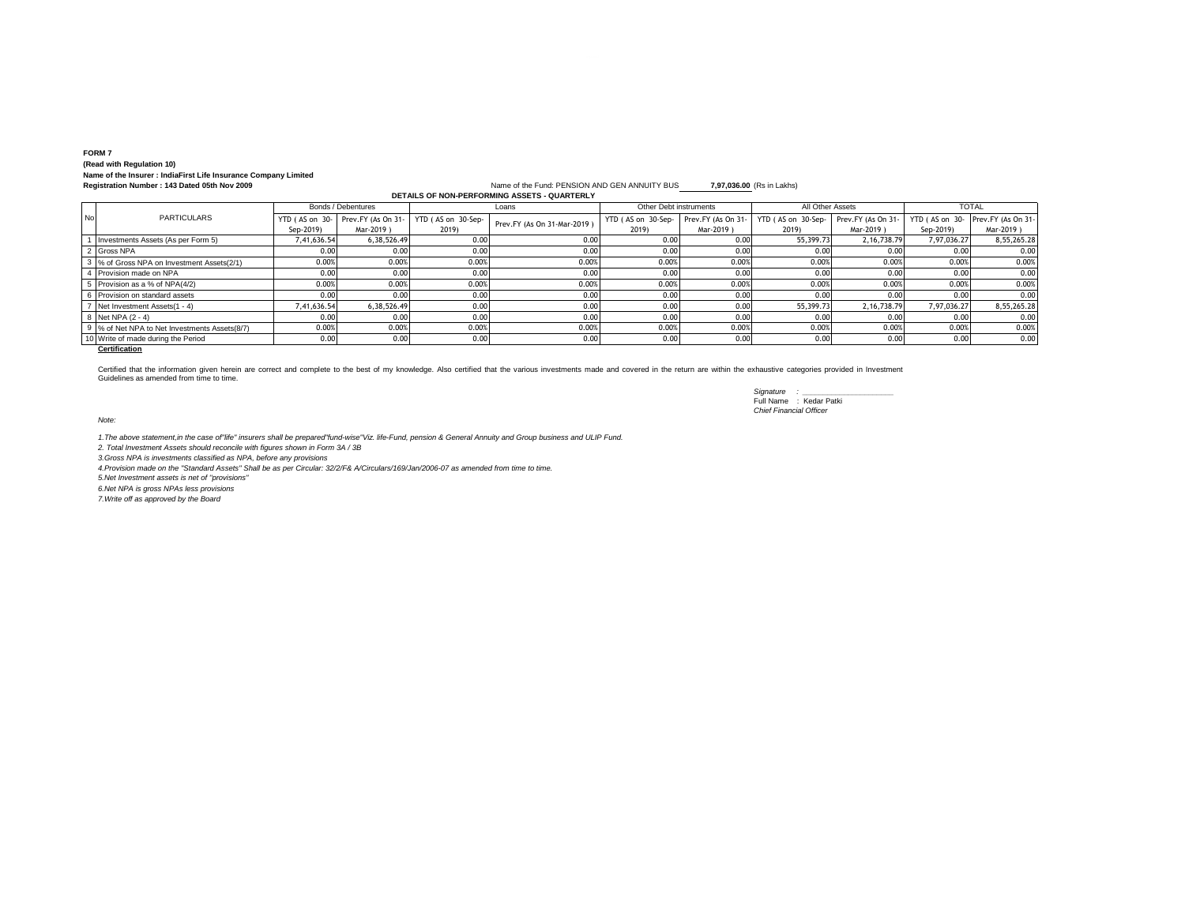**FORM 7**

**(Read with Regulation 10)**

**Name of the Insurer : IndiaFirst Life Insurance Company Limited**

**Registration Number : 143 Dated 05th Nov 2009**

Name of the Fund: PENSION AND GEN ANNUITY BUS **7,97,036.00** (Rs in Lakhs)

**DETAILS OF NON-PERFORMING ASSETS - QUARTERLY**

| No | PARTICULARS | Bonds / Debentures | | Loans | | Other Debt instruments | | All Other Assets | | TOTAL | |
|---|---|---|---|---|---|---|---|---|---|---|---|
| | | YTD ( AS on 30-Sep-2019) | Prev.FY (As On 31-Mar-2019 ) | YTD ( AS on 30-Sep-2019) | Prev.FY (As On 31-Mar-2019 ) | YTD ( AS on 30-Sep-2019) | Prev.FY (As On 31-Mar-2019 ) | YTD ( AS on 30-Sep-2019) | Prev.FY (As On 31-Mar-2019 ) | YTD ( AS on 30-Sep-2019) | Prev.FY (As On 31-Mar-2019 ) |
| 1 | Investments Assets (As per Form 5) | 7,41,636.54 | 6,38,526.49 | 0.00 | 0.00 | 0.00 | 0.00 | 55,399.73 | 2,16,738.79 | 7,97,036.27 | 8,55,265.28 |
| 2 | Gross NPA | 0.00 | 0.00 | 0.00 | 0.00 | 0.00 | 0.00 | 0.00 | 0.00 | 0.00 | 0.00 |
| 3 | % of Gross NPA on Investment Assets(2/1) | 0.00% | 0.00% | 0.00% | 0.00% | 0.00% | 0.00% | 0.00% | 0.00% | 0.00% | 0.00% |
| 4 | Provision made on NPA | 0.00 | 0.00 | 0.00 | 0.00 | 0.00 | 0.00 | 0.00 | 0.00 | 0.00 | 0.00 |
| 5 | Provision as a % of NPA(4/2) | 0.00% | 0.00% | 0.00% | 0.00% | 0.00% | 0.00% | 0.00% | 0.00% | 0.00% | 0.00% |
| 6 | Provision on standard assets | 0.00 | 0.00 | 0.00 | 0.00 | 0.00 | 0.00 | 0.00 | 0.00 | 0.00 | 0.00 |
| 7 | Net Investment Assets(1 - 4) | 7,41,636.54 | 6,38,526.49 | 0.00 | 0.00 | 0.00 | 0.00 | 55,399.73 | 2,16,738.79 | 7,97,036.27 | 8,55,265.28 |
| 8 | Net NPA (2 - 4) | 0.00 | 0.00 | 0.00 | 0.00 | 0.00 | 0.00 | 0.00 | 0.00 | 0.00 | 0.00 |
| 9 | % of Net NPA to Net Investments Assets(8/7) | 0.00% | 0.00% | 0.00% | 0.00% | 0.00% | 0.00% | 0.00% | 0.00% | 0.00% | 0.00% |
| 10 | Write of made during the Period | 0.00 | 0.00 | 0.00 | 0.00 | 0.00 | 0.00 | 0.00 | 0.00 | 0.00 | 0.00 |

**Certification**

Certified that the information given herein are correct and complete to the best of my knowledge. Also certified that the various investments made and covered in the return are within the exhaustive categories provided in Investment Guidelines as amended from time to time.

*Signature : ____________________*
Full Name : Kedar Patki
*Chief Financial Officer*

*Note:*

*1.The above statement,in the case of"life" insurers shall be prepared"fund-wise"Viz. life-Fund, pension & General Annuity and Group business and ULIP Fund.*

*2. Total Investment Assets should reconcile with figures shown in Form 3A / 3B*

*3.Gross NPA is investments classified as NPA, before any provisions*

*4.Provision made on the "Standard Assets" Shall be as per Circular: 32/2/F& A/Circulars/169/Jan/2006-07 as amended from time to time.*

*5.Net Investment assets is net of "provisions"*

*6.Net NPA is gross NPAs less provisions*

*7.Write off as approved by the Board*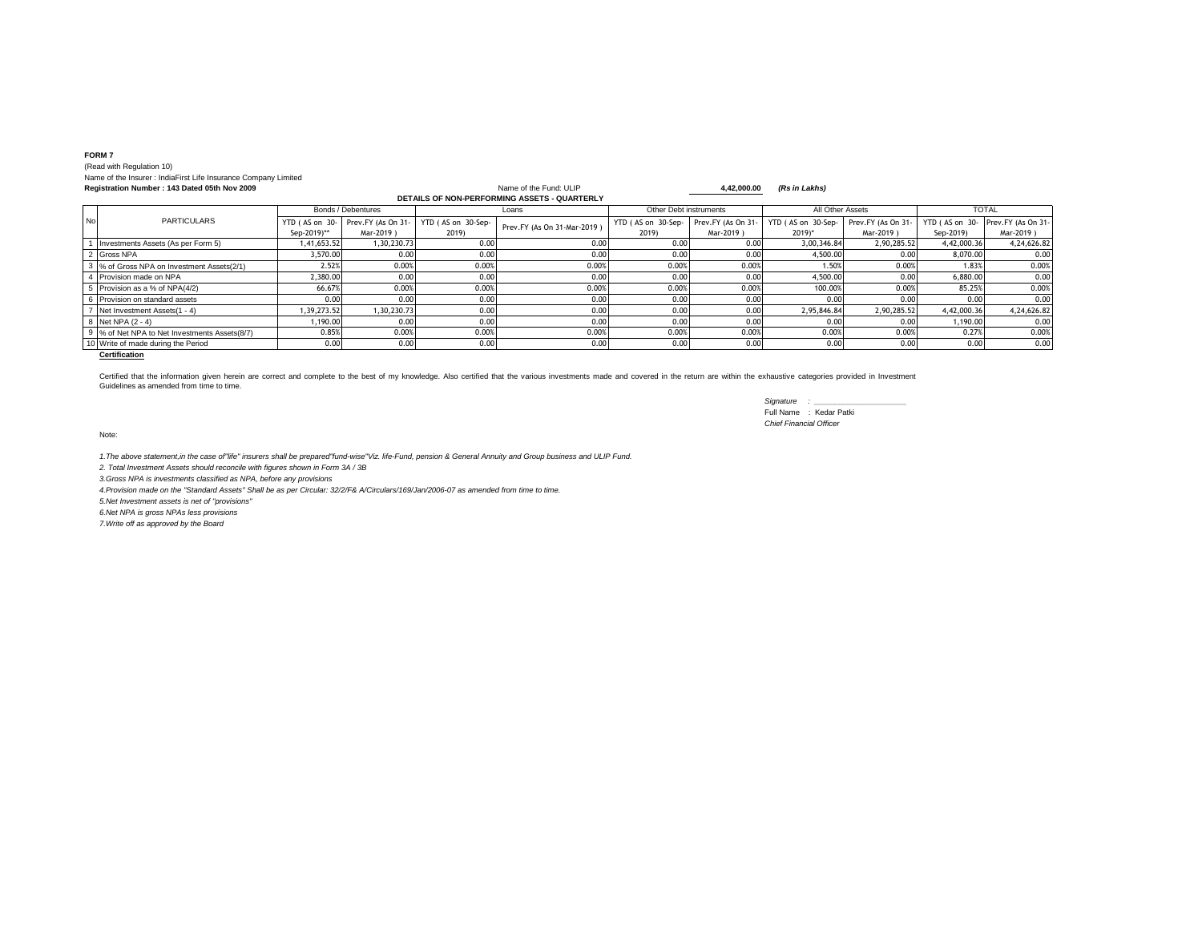**FORM 7**

(Read with Regulation 10)

Name of the Insurer : IndiaFirst Life Insurance Company Limited

**Registration Number : 143 Dated 05th Nov 2009** Name of the Fund: ULIP **4,42,000.00** ***(Rs in Lakhs)***

**DETAILS OF NON-PERFORMING ASSETS - QUARTERLY**

| No | PARTICULARS | Bonds / Debentures | | Loans | | Other Debt instruments | | All Other Assets | | TOTAL | |
|---|---|---|---|---|---|---|---|---|---|---|---|
| | | YTD ( AS on 30-Sep-2019)** | Prev.FY (As On 31-Mar-2019 ) | YTD ( AS on 30-Sep-2019) | Prev.FY (As On 31-Mar-2019 ) | YTD ( AS on 30-Sep-2019) | Prev.FY (As On 31-Mar-2019 ) | YTD ( AS on 30-Sep-2019)* | Prev.FY (As On 31-Mar-2019 ) | YTD ( AS on 30-Sep-2019) | Prev.FY (As On 31-Mar-2019 ) |
| 1 | Investments Assets (As per Form 5) | 1,41,653.52 | 1,30,230.73 | 0.00 | 0.00 | 0.00 | 0.00 | 3,00,346.84 | 2,90,285.52 | 4,42,000.36 | 4,24,626.82 |
| 2 | Gross NPA | 3,570.00 | 0.00 | 0.00 | 0.00 | 0.00 | 0.00 | 4,500.00 | 0.00 | 8,070.00 | 0.00 |
| 3 | % of Gross NPA on Investment Assets(2/1) | 2.52% | 0.00% | 0.00% | 0.00% | 0.00% | 0.00% | 1.50% | 0.00% | 1.83% | 0.00% |
| 4 | Provision made on NPA | 2,380.00 | 0.00 | 0.00 | 0.00 | 0.00 | 0.00 | 4,500.00 | 0.00 | 6,880.00 | 0.00 |
| 5 | Provision as a % of NPA(4/2) | 66.67% | 0.00% | 0.00% | 0.00% | 0.00% | 0.00% | 100.00% | 0.00% | 85.25% | 0.00% |
| 6 | Provision on standard assets | 0.00 | 0.00 | 0.00 | 0.00 | 0.00 | 0.00 | 0.00 | 0.00 | 0.00 | 0.00 |
| 7 | Net Investment Assets(1 - 4) | 1,39,273.52 | 1,30,230.73 | 0.00 | 0.00 | 0.00 | 0.00 | 2,95,846.84 | 2,90,285.52 | 4,42,000.36 | 4,24,626.82 |
| 8 | Net NPA (2 - 4) | 1,190.00 | 0.00 | 0.00 | 0.00 | 0.00 | 0.00 | 0.00 | 0.00 | 1,190.00 | 0.00 |
| 9 | % of Net NPA to Net Investments Assets(8/7) | 0.85% | 0.00% | 0.00% | 0.00% | 0.00% | 0.00% | 0.00% | 0.00% | 0.27% | 0.00% |
| 10 | Write of made during the Period | 0.00 | 0.00 | 0.00 | 0.00 | 0.00 | 0.00 | 0.00 | 0.00 | 0.00 | 0.00 |

**Certification**

Certified that the information given herein are correct and complete to the best of my knowledge. Also certified that the various investments made and covered in the return are within the exhaustive categories provided in Investment Guidelines as amended from time to time.

*Signature* : ____________________

Full Name : Kedar Patki

*Chief Financial Officer*

Note:

*1.The above statement,in the case of"life" insurers shall be prepared"fund-wise"Viz. life-Fund, pension & General Annuity and Group business and ULIP Fund.*

*2. Total Investment Assets should reconcile with figures shown in Form 3A / 3B*

*3.Gross NPA is investments classified as NPA, before any provisions*

*4.Provision made on the "Standard Assets" Shall be as per Circular: 32/2/F& A/Circulars/169/Jan/2006-07 as amended from time to time.*

*5.Net Investment assets is net of "provisions"*

*6.Net NPA is gross NPAs less provisions*

*7.Write off as approved by the Board*